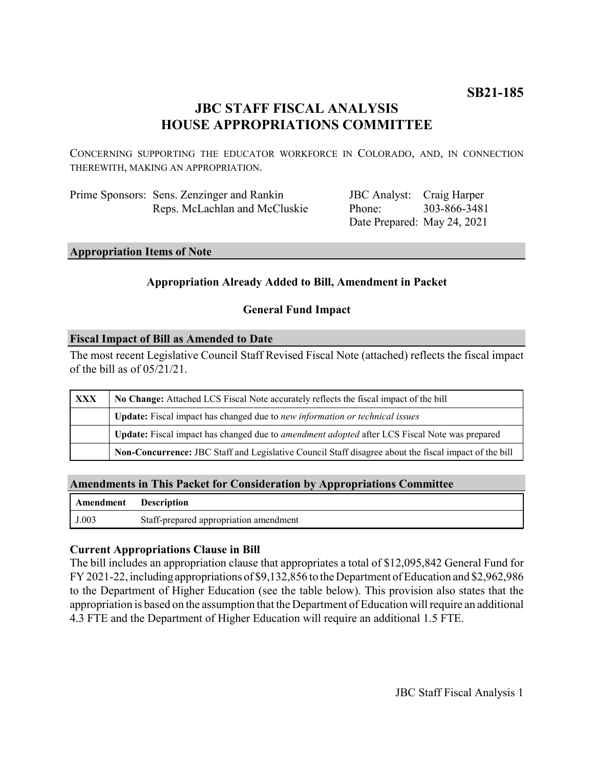**SB21-185**

# JBC STAFF FISCAL ANALYSIS
# HOUSE APPROPRIATIONS COMMITTEE

CONCERNING SUPPORTING THE EDUCATOR WORKFORCE IN COLORADO, AND, IN CONNECTION THEREWITH, MAKING AN APPROPRIATION.

| | | | |
|---|---|---|---|
| Prime Sponsors: | Sens. Zenzinger and Rankin | JBC Analyst: | Craig Harper |
| | Reps. McLachlan and McCluskie | Phone: | 303-866-3481 |
| | | Date Prepared: | May 24, 2021 |

## Appropriation Items of Note

**Appropriation Already Added to Bill, Amendment in Packet**

**General Fund Impact**

## Fiscal Impact of Bill as Amended to Date

The most recent Legislative Council Staff Revised Fiscal Note (attached) reflects the fiscal impact of the bill as of 05/21/21.

| | |
|---|---|
| **XXX** | **No Change:** Attached LCS Fiscal Note accurately reflects the fiscal impact of the bill |
| | **Update:** Fiscal impact has changed due to *new information or technical issues* |
| | **Update:** Fiscal impact has changed due to *amendment adopted* after LCS Fiscal Note was prepared |
| | **Non-Concurrence:** JBC Staff and Legislative Council Staff disagree about the fiscal impact of the bill |

## Amendments in This Packet for Consideration by Appropriations Committee

| Amendment | Description |
|---|---|
| J.003 | Staff-prepared appropriation amendment |

### Current Appropriations Clause in Bill

The bill includes an appropriation clause that appropriates a total of $12,095,842 General Fund for FY 2021-22, including appropriations of $9,132,856 to the Department of Education and $2,962,986 to the Department of Higher Education (see the table below). This provision also states that the appropriation is based on the assumption that the Department of Education will require an additional 4.3 FTE and the Department of Higher Education will require an additional 1.5 FTE.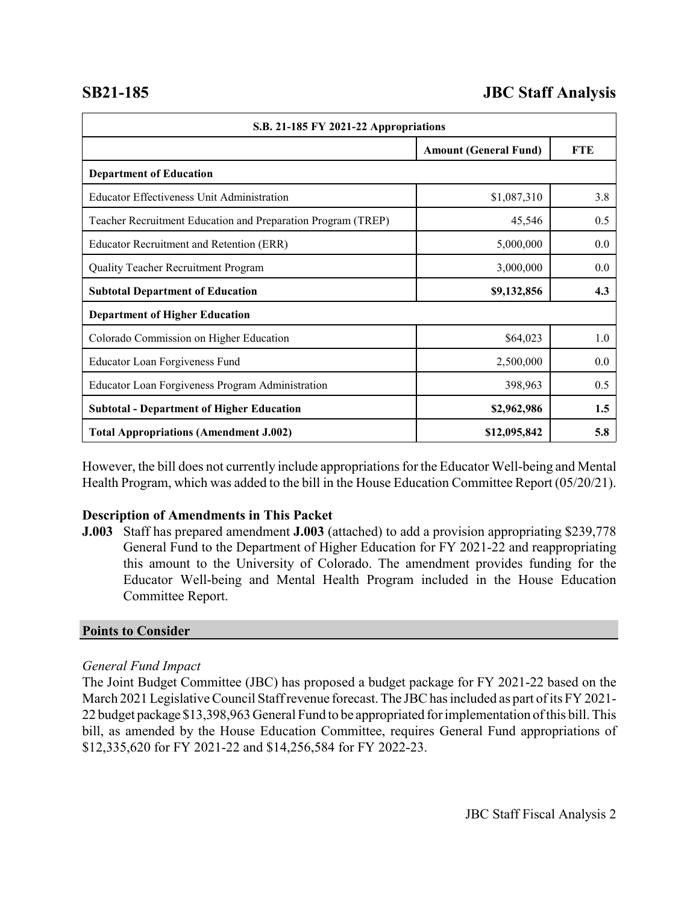| S.B. 21-185 FY 2021-22 Appropriations | | |
|---|---|---|
| | **Amount (General Fund)** | **FTE** |
| **Department of Education** | | |
| Educator Effectiveness Unit Administration | $1,087,310 | 3.8 |
| Teacher Recruitment Education and Preparation Program (TREP) | 45,546 | 0.5 |
| Educator Recruitment and Retention (ERR) | 5,000,000 | 0.0 |
| Quality Teacher Recruitment Program | 3,000,000 | 0.0 |
| **Subtotal Department of Education** | **$9,132,856** | **4.3** |
| **Department of Higher Education** | | |
| Colorado Commission on Higher Education | $64,023 | 1.0 |
| Educator Loan Forgiveness Fund | 2,500,000 | 0.0 |
| Educator Loan Forgiveness Program Administration | 398,963 | 0.5 |
| **Subtotal - Department of Higher Education** | **$2,962,986** | **1.5** |
| **Total Appropriations (Amendment J.002)** | **$12,095,842** | **5.8** |

However, the bill does not currently include appropriations for the Educator Well-being and Mental Health Program, which was added to the bill in the House Education Committee Report (05/20/21).

### Description of Amendments in This Packet

**J.003** Staff has prepared amendment **J.003** (attached) to add a provision appropriating $239,778 General Fund to the Department of Higher Education for FY 2021-22 and reappropriating this amount to the University of Colorado. The amendment provides funding for the Educator Well-being and Mental Health Program included in the House Education Committee Report.

## Points to Consider

*General Fund Impact*

The Joint Budget Committee (JBC) has proposed a budget package for FY 2021-22 based on the March 2021 Legislative Council Staff revenue forecast. The JBC has included as part of its FY 2021-22 budget package $13,398,963 General Fund to be appropriated for implementation of this bill. This bill, as amended by the House Education Committee, requires General Fund appropriations of $12,335,620 for FY 2021-22 and $14,256,584 for FY 2022-23.